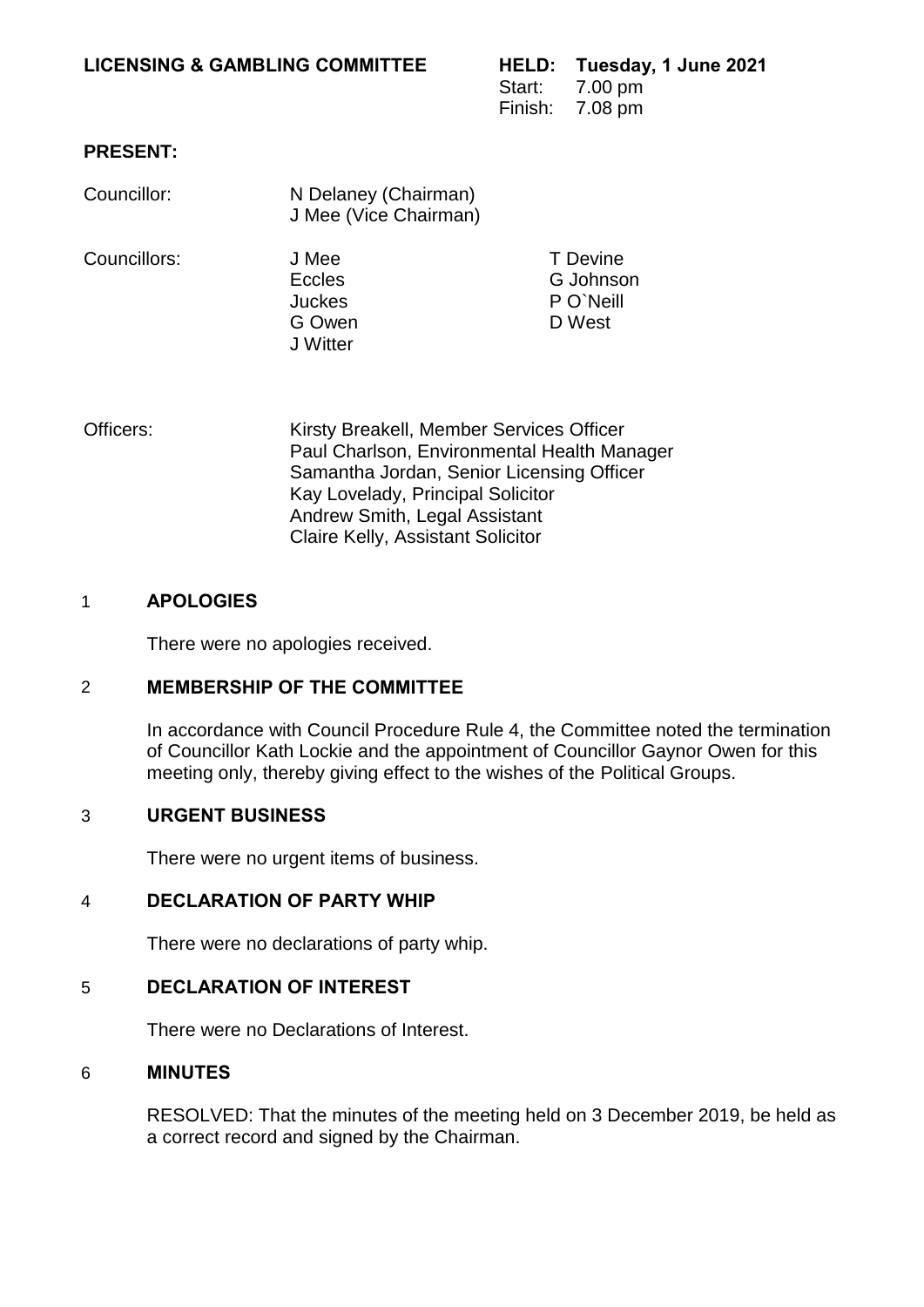**LICENSING & GAMBLING COMMITTEE** **HELD: Tuesday, 1 June 2021**

Start: 7.00 pm
Finish: 7.08 pm

**PRESENT:**

Councillor: N Delaney (Chairman)
J Mee (Vice Chairman)

Councillors: J Mee, Eccles, Juckes, G Owen, J Witter, T Devine, G Johnson, P O`Neill, D West

Officers: Kirsty Breakell, Member Services Officer
Paul Charlson, Environmental Health Manager
Samantha Jordan, Senior Licensing Officer
Kay Lovelady, Principal Solicitor
Andrew Smith, Legal Assistant
Claire Kelly, Assistant Solicitor

## 1 APOLOGIES

There were no apologies received.

## 2 MEMBERSHIP OF THE COMMITTEE

In accordance with Council Procedure Rule 4, the Committee noted the termination of Councillor Kath Lockie and the appointment of Councillor Gaynor Owen for this meeting only, thereby giving effect to the wishes of the Political Groups.

## 3 URGENT BUSINESS

There were no urgent items of business.

## 4 DECLARATION OF PARTY WHIP

There were no declarations of party whip.

## 5 DECLARATION OF INTEREST

There were no Declarations of Interest.

## 6 MINUTES

RESOLVED: That the minutes of the meeting held on 3 December 2019, be held as a correct record and signed by the Chairman.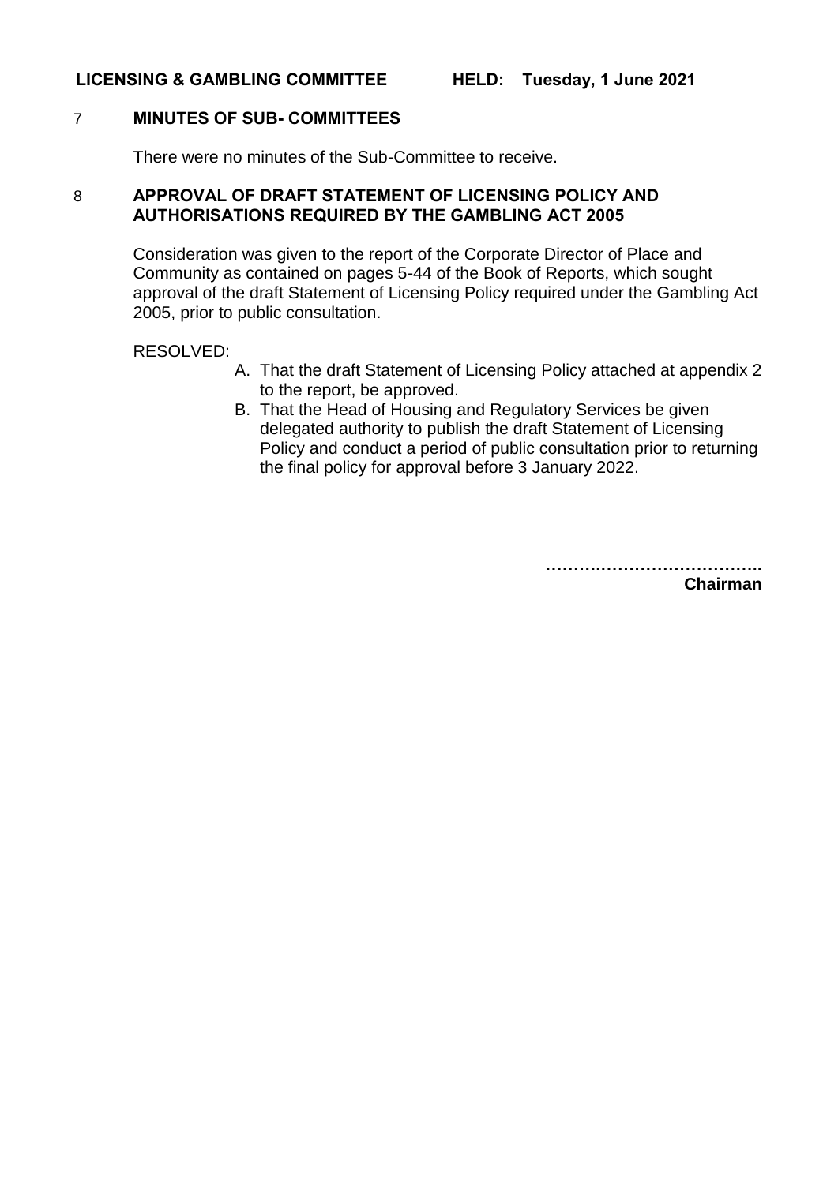## 7 MINUTES OF SUB- COMMITTEES

There were no minutes of the Sub-Committee to receive.

## 8 APPROVAL OF DRAFT STATEMENT OF LICENSING POLICY AND AUTHORISATIONS REQUIRED BY THE GAMBLING ACT 2005

Consideration was given to the report of the Corporate Director of Place and Community as contained on pages 5-44 of the Book of Reports, which sought approval of the draft Statement of Licensing Policy required under the Gambling Act 2005, prior to public consultation.

RESOLVED:

A. That the draft Statement of Licensing Policy attached at appendix 2 to the report, be approved.
B. That the Head of Housing and Regulatory Services be given delegated authority to publish the draft Statement of Licensing Policy and conduct a period of public consultation prior to returning the final policy for approval before 3 January 2022.

…………………………………..
**Chairman**